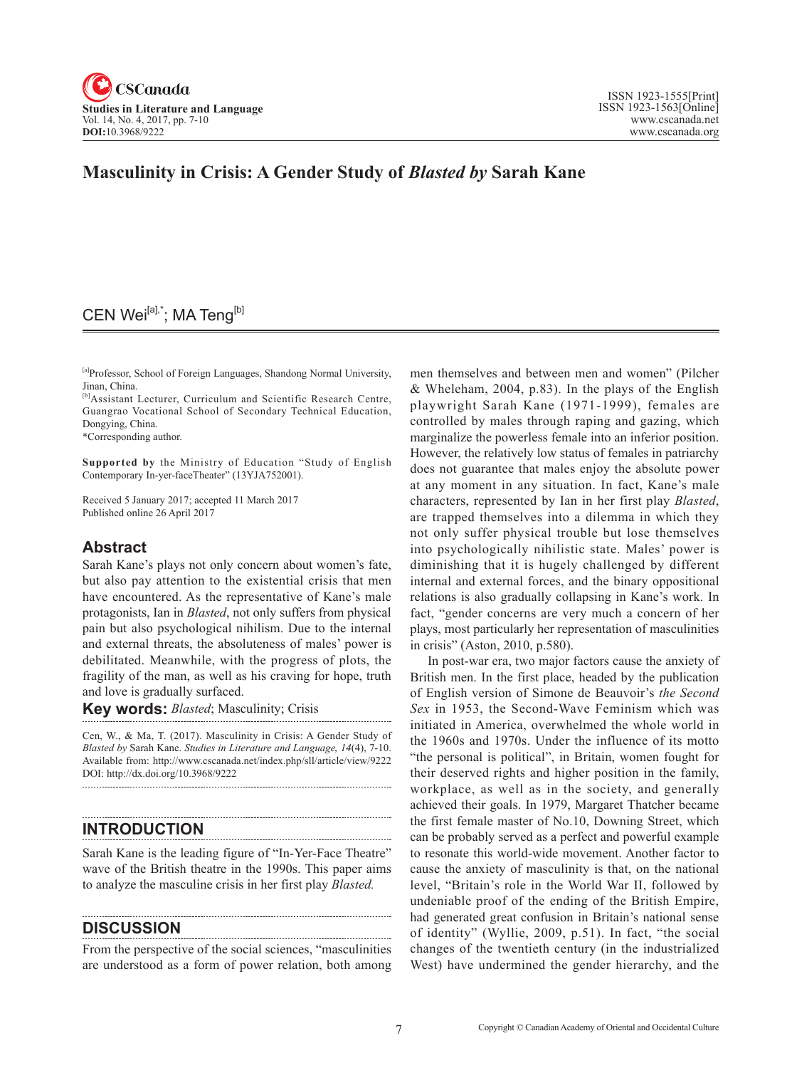# Masculinity in Crisis: A Gender Study of *Blasted by* Sarah Kane

CEN Wei[a],*; MA Teng[b]

[a]Professor, School of Foreign Languages, Shandong Normal University, Jinan, China.

[b]Assistant Lecturer, Curriculum and Scientific Research Centre, Guangrao Vocational School of Secondary Technical Education, Dongying, China.

*Corresponding author.

**Supported by** the Ministry of Education "Study of English Contemporary In-yer-faceTheater" (13YJA752001).

Received 5 January 2017; accepted 11 March 2017
Published online 26 April 2017

## Abstract

Sarah Kane's plays not only concern about women's fate, but also pay attention to the existential crisis that men have encountered. As the representative of Kane's male protagonists, Ian in *Blasted*, not only suffers from physical pain but also psychological nihilism. Due to the internal and external threats, the absoluteness of males' power is debilitated. Meanwhile, with the progress of plots, the fragility of the man, as well as his craving for hope, truth and love is gradually surfaced.

**Key words:** *Blasted*; Masculinity; Crisis

Cen, W., & Ma, T. (2017). Masculinity in Crisis: A Gender Study of *Blasted by* Sarah Kane. *Studies in Literature and Language, 14*(4), 7-10. Available from: http://www.cscanada.net/index.php/sll/article/view/9222 DOI: http://dx.doi.org/10.3968/9222

## INTRODUCTION

Sarah Kane is the leading figure of "In-Yer-Face Theatre" wave of the British theatre in the 1990s. This paper aims to analyze the masculine crisis in her first play *Blasted.*

## DISCUSSION

From the perspective of the social sciences, "masculinities are understood as a form of power relation, both among men themselves and between men and women" (Pilcher & Wheleham, 2004, p.83). In the plays of the English playwright Sarah Kane (1971-1999), females are controlled by males through raping and gazing, which marginalize the powerless female into an inferior position. However, the relatively low status of females in patriarchy does not guarantee that males enjoy the absolute power at any moment in any situation. In fact, Kane's male characters, represented by Ian in her first play *Blasted*, are trapped themselves into a dilemma in which they not only suffer physical trouble but lose themselves into psychologically nihilistic state. Males' power is diminishing that it is hugely challenged by different internal and external forces, and the binary oppositional relations is also gradually collapsing in Kane's work. In fact, "gender concerns are very much a concern of her plays, most particularly her representation of masculinities in crisis" (Aston, 2010, p.580).

In post-war era, two major factors cause the anxiety of British men. In the first place, headed by the publication of English version of Simone de Beauvoir's *the Second Sex* in 1953, the Second-Wave Feminism which was initiated in America, overwhelmed the whole world in the 1960s and 1970s. Under the influence of its motto "the personal is political", in Britain, women fought for their deserved rights and higher position in the family, workplace, as well as in the society, and generally achieved their goals. In 1979, Margaret Thatcher became the first female master of No.10, Downing Street, which can be probably served as a perfect and powerful example to resonate this world-wide movement. Another factor to cause the anxiety of masculinity is that, on the national level, "Britain's role in the World War II, followed by undeniable proof of the ending of the British Empire, had generated great confusion in Britain's national sense of identity" (Wyllie, 2009, p.51). In fact, "the social changes of the twentieth century (in the industrialized West) have undermined the gender hierarchy, and the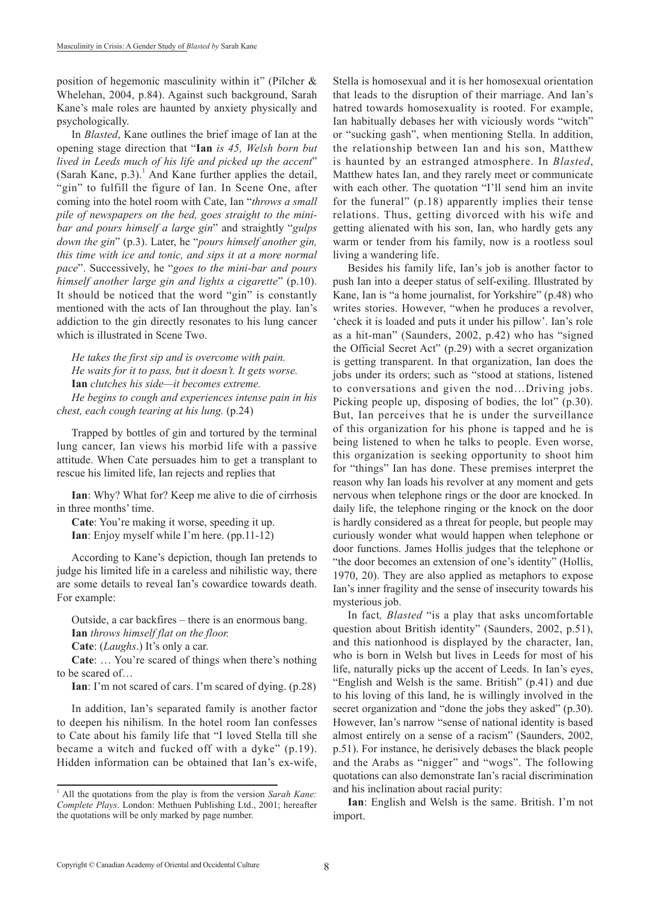position of hegemonic masculinity within it" (Pilcher & Whelehan, 2004, p.84). Against such background, Sarah Kane's male roles are haunted by anxiety physically and psychologically.

In *Blasted*, Kane outlines the brief image of Ian at the opening stage direction that "**Ian** *is 45, Welsh born but lived in Leeds much of his life and picked up the accent*" (Sarah Kane, p.3).[1] And Kane further applies the detail, "gin" to fulfill the figure of Ian. In Scene One, after coming into the hotel room with Cate, Ian "*throws a small pile of newspapers on the bed, goes straight to the mini-bar and pours himself a large gin*" and straightly "*gulps down the gin*" (p.3). Later, he "*pours himself another gin, this time with ice and tonic, and sips it at a more normal pace*". Successively, he "*goes to the mini-bar and pours himself another large gin and lights a cigarette*" (p.10). It should be noticed that the word "gin" is constantly mentioned with the acts of Ian throughout the play. Ian's addiction to the gin directly resonates to his lung cancer which is illustrated in Scene Two.

> *He takes the first sip and is overcome with pain.*
> *He waits for it to pass, but it doesn't. It gets worse.*
> **Ian** *clutches his side—it becomes extreme.*
> *He begins to cough and experiences intense pain in his chest, each cough tearing at his lung.* (p.24)

Trapped by bottles of gin and tortured by the terminal lung cancer, Ian views his morbid life with a passive attitude. When Cate persuades him to get a transplant to rescue his limited life, Ian rejects and replies that

> **Ian**: Why? What for? Keep me alive to die of cirrhosis in three months' time.
> **Cate**: You're making it worse, speeding it up.
> **Ian**: Enjoy myself while I'm here. (pp.11-12)

According to Kane's depiction, though Ian pretends to judge his limited life in a careless and nihilistic way, there are some details to reveal Ian's cowardice towards death. For example:

> Outside, a car backfires – there is an enormous bang.
> **Ian** *throws himself flat on the floor.*
> **Cate**: (*Laughs*.) It's only a car.
> **Cate**: … You're scared of things when there's nothing to be scared of…
> **Ian**: I'm not scared of cars. I'm scared of dying. (p.28)

In addition, Ian's separated family is another factor to deepen his nihilism. In the hotel room Ian confesses to Cate about his family life that "I loved Stella till she became a witch and fucked off with a dyke" (p.19). Hidden information can be obtained that Ian's ex-wife, Stella is homosexual and it is her homosexual orientation that leads to the disruption of their marriage. And Ian's hatred towards homosexuality is rooted. For example, Ian habitually debases her with viciously words "witch" or "sucking gash", when mentioning Stella. In addition, the relationship between Ian and his son, Matthew is haunted by an estranged atmosphere. In *Blasted*, Matthew hates Ian, and they rarely meet or communicate with each other. The quotation "I'll send him an invite for the funeral" (p.18) apparently implies their tense relations. Thus, getting divorced with his wife and getting alienated with his son, Ian, who hardly gets any warm or tender from his family, now is a rootless soul living a wandering life.

Besides his family life, Ian's job is another factor to push Ian into a deeper status of self-exiling. Illustrated by Kane, Ian is "a home journalist, for Yorkshire" (p.48) who writes stories. However, "when he produces a revolver, 'check it is loaded and puts it under his pillow'. Ian's role as a hit-man" (Saunders, 2002, p.42) who has "signed the Official Secret Act" (p.29) with a secret organization is getting transparent. In that organization, Ian does the jobs under its orders; such as "stood at stations, listened to conversations and given the nod…Driving jobs. Picking people up, disposing of bodies, the lot" (p.30). But, Ian perceives that he is under the surveillance of this organization for his phone is tapped and he is being listened to when he talks to people. Even worse, this organization is seeking opportunity to shoot him for "things" Ian has done. These premises interpret the reason why Ian loads his revolver at any moment and gets nervous when telephone rings or the door are knocked. In daily life, the telephone ringing or the knock on the door is hardly considered as a threat for people, but people may curiously wonder what would happen when telephone or door functions. James Hollis judges that the telephone or "the door becomes an extension of one's identity" (Hollis, 1970, 20). They are also applied as metaphors to expose Ian's inner fragility and the sense of insecurity towards his mysterious job.

In fact*, Blasted* "is a play that asks uncomfortable question about British identity" (Saunders, 2002, p.51), and this nationhood is displayed by the character, Ian, who is born in Welsh but lives in Leeds for most of his life, naturally picks up the accent of Leeds. In Ian's eyes, "English and Welsh is the same. British" (p.41) and due to his loving of this land, he is willingly involved in the secret organization and "done the jobs they asked" (p.30). However, Ian's narrow "sense of national identity is based almost entirely on a sense of a racism" (Saunders, 2002, p.51). For instance, he derisively debases the black people and the Arabs as "nigger" and "wogs". The following quotations can also demonstrate Ian's racial discrimination and his inclination about racial purity:

> **Ian**: English and Welsh is the same. British. I'm not import.

[1] All the quotations from the play is from the version *Sarah Kane: Complete Plays*. London: Methuen Publishing Ltd., 2001; hereafter the quotations will be only marked by page number.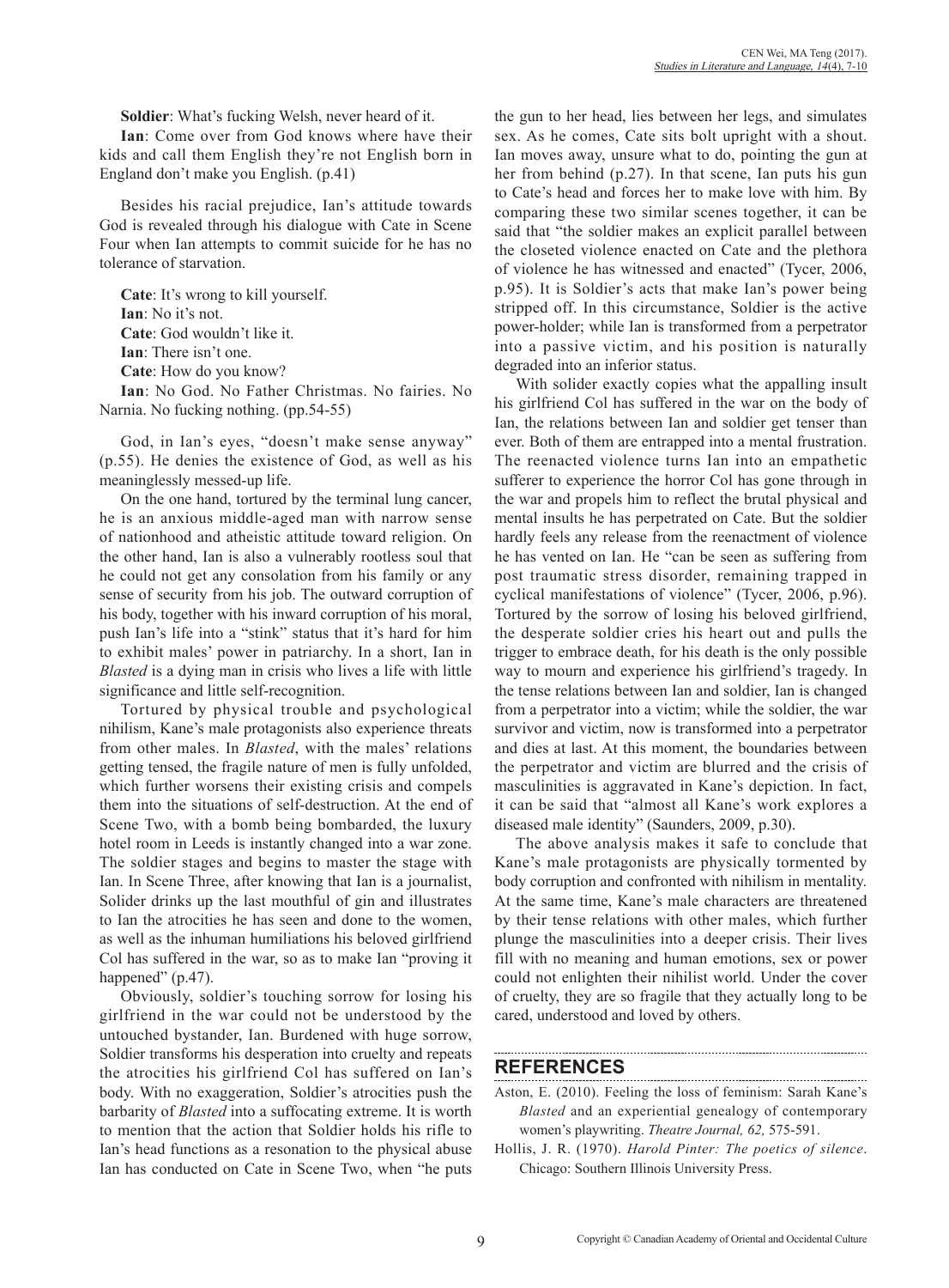**Soldier**: What's fucking Welsh, never heard of it.

**Ian**: Come over from God knows where have their kids and call them English they're not English born in England don't make you English. (p.41)

Besides his racial prejudice, Ian's attitude towards God is revealed through his dialogue with Cate in Scene Four when Ian attempts to commit suicide for he has no tolerance of starvation.

**Cate**: It's wrong to kill yourself.

**Ian**: No it's not.

**Cate**: God wouldn't like it.

**Ian**: There isn't one.

**Cate**: How do you know?

**Ian**: No God. No Father Christmas. No fairies. No Narnia. No fucking nothing. (pp.54-55)

God, in Ian's eyes, "doesn't make sense anyway" (p.55). He denies the existence of God, as well as his meaninglessly messed-up life.

On the one hand, tortured by the terminal lung cancer, he is an anxious middle-aged man with narrow sense of nationhood and atheistic attitude toward religion. On the other hand, Ian is also a vulnerably rootless soul that he could not get any consolation from his family or any sense of security from his job. The outward corruption of his body, together with his inward corruption of his moral, push Ian's life into a "stink" status that it's hard for him to exhibit males' power in patriarchy. In a short, Ian in *Blasted* is a dying man in crisis who lives a life with little significance and little self-recognition.

Tortured by physical trouble and psychological nihilism, Kane's male protagonists also experience threats from other males. In *Blasted*, with the males' relations getting tensed, the fragile nature of men is fully unfolded, which further worsens their existing crisis and compels them into the situations of self-destruction. At the end of Scene Two, with a bomb being bombarded, the luxury hotel room in Leeds is instantly changed into a war zone. The soldier stages and begins to master the stage with Ian. In Scene Three, after knowing that Ian is a journalist, Solider drinks up the last mouthful of gin and illustrates to Ian the atrocities he has seen and done to the women, as well as the inhuman humiliations his beloved girlfriend Col has suffered in the war, so as to make Ian "proving it happened" (p.47).

Obviously, soldier's touching sorrow for losing his girlfriend in the war could not be understood by the untouched bystander, Ian. Burdened with huge sorrow, Soldier transforms his desperation into cruelty and repeats the atrocities his girlfriend Col has suffered on Ian's body. With no exaggeration, Soldier's atrocities push the barbarity of *Blasted* into a suffocating extreme. It is worth to mention that the action that Soldier holds his rifle to Ian's head functions as a resonation to the physical abuse Ian has conducted on Cate in Scene Two, when "he puts the gun to her head, lies between her legs, and simulates sex. As he comes, Cate sits bolt upright with a shout. Ian moves away, unsure what to do, pointing the gun at her from behind (p.27). In that scene, Ian puts his gun to Cate's head and forces her to make love with him. By comparing these two similar scenes together, it can be said that "the soldier makes an explicit parallel between the closeted violence enacted on Cate and the plethora of violence he has witnessed and enacted" (Tycer, 2006, p.95). It is Soldier's acts that make Ian's power being stripped off. In this circumstance, Soldier is the active power-holder; while Ian is transformed from a perpetrator into a passive victim, and his position is naturally degraded into an inferior status.

With solider exactly copies what the appalling insult his girlfriend Col has suffered in the war on the body of Ian, the relations between Ian and soldier get tenser than ever. Both of them are entrapped into a mental frustration. The reenacted violence turns Ian into an empathetic sufferer to experience the horror Col has gone through in the war and propels him to reflect the brutal physical and mental insults he has perpetrated on Cate. But the soldier hardly feels any release from the reenactment of violence he has vented on Ian. He "can be seen as suffering from post traumatic stress disorder, remaining trapped in cyclical manifestations of violence" (Tycer, 2006, p.96). Tortured by the sorrow of losing his beloved girlfriend, the desperate soldier cries his heart out and pulls the trigger to embrace death, for his death is the only possible way to mourn and experience his girlfriend's tragedy. In the tense relations between Ian and soldier, Ian is changed from a perpetrator into a victim; while the soldier, the war survivor and victim, now is transformed into a perpetrator and dies at last. At this moment, the boundaries between the perpetrator and victim are blurred and the crisis of masculinities is aggravated in Kane's depiction. In fact, it can be said that "almost all Kane's work explores a diseased male identity" (Saunders, 2009, p.30).

The above analysis makes it safe to conclude that Kane's male protagonists are physically tormented by body corruption and confronted with nihilism in mentality. At the same time, Kane's male characters are threatened by their tense relations with other males, which further plunge the masculinities into a deeper crisis. Their lives fill with no meaning and human emotions, sex or power could not enlighten their nihilist world. Under the cover of cruelty, they are so fragile that they actually long to be cared, understood and loved by others.

## REFERENCES

Aston, E. (2010). Feeling the loss of feminism: Sarah Kane's *Blasted* and an experiential genealogy of contemporary women's playwriting. *Theatre Journal, 62,* 575-591.

Hollis, J. R. (1970). *Harold Pinter: The poetics of silence*. Chicago: Southern Illinois University Press.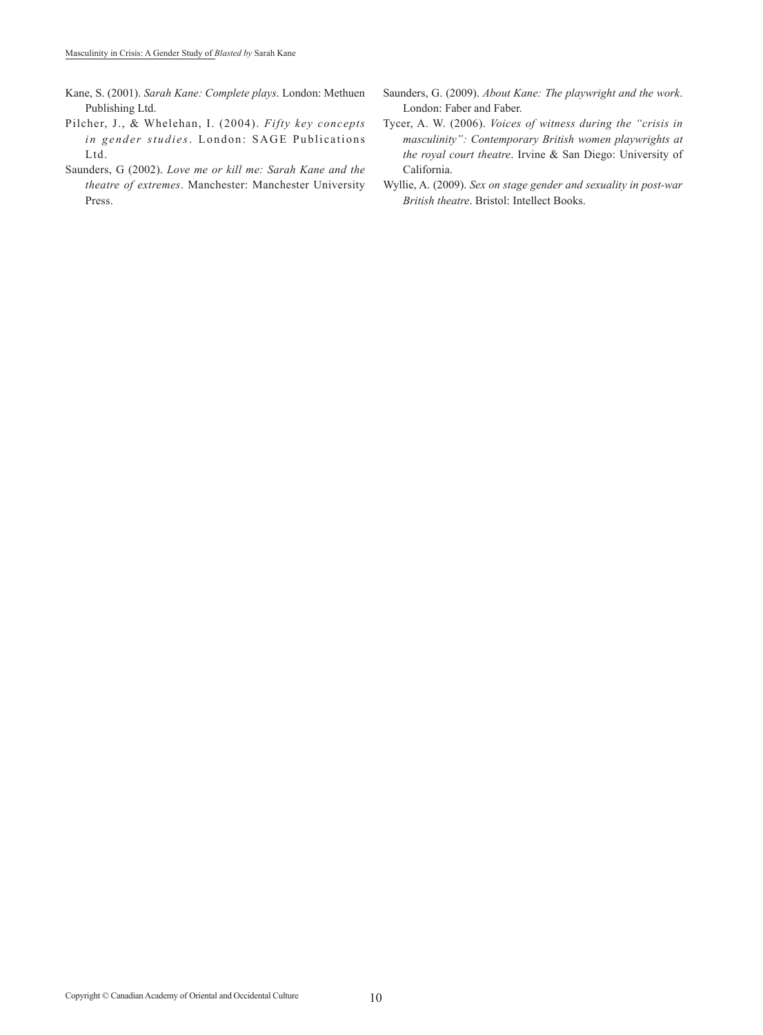Kane, S. (2001). *Sarah Kane: Complete plays*. London: Methuen Publishing Ltd.

Pilcher, J., & Whelehan, I. (2004). *Fifty key concepts in gender studies*. London: SAGE Publications Ltd.

Saunders, G (2002). *Love me or kill me: Sarah Kane and the theatre of extremes*. Manchester: Manchester University Press.

Saunders, G. (2009). *About Kane: The playwright and the work*. London: Faber and Faber.

Tycer, A. W. (2006). *Voices of witness during the "crisis in masculinity": Contemporary British women playwrights at the royal court theatre*. Irvine & San Diego: University of California.

Wyllie, A. (2009). *Sex on stage gender and sexuality in post-war British theatre*. Bristol: Intellect Books.